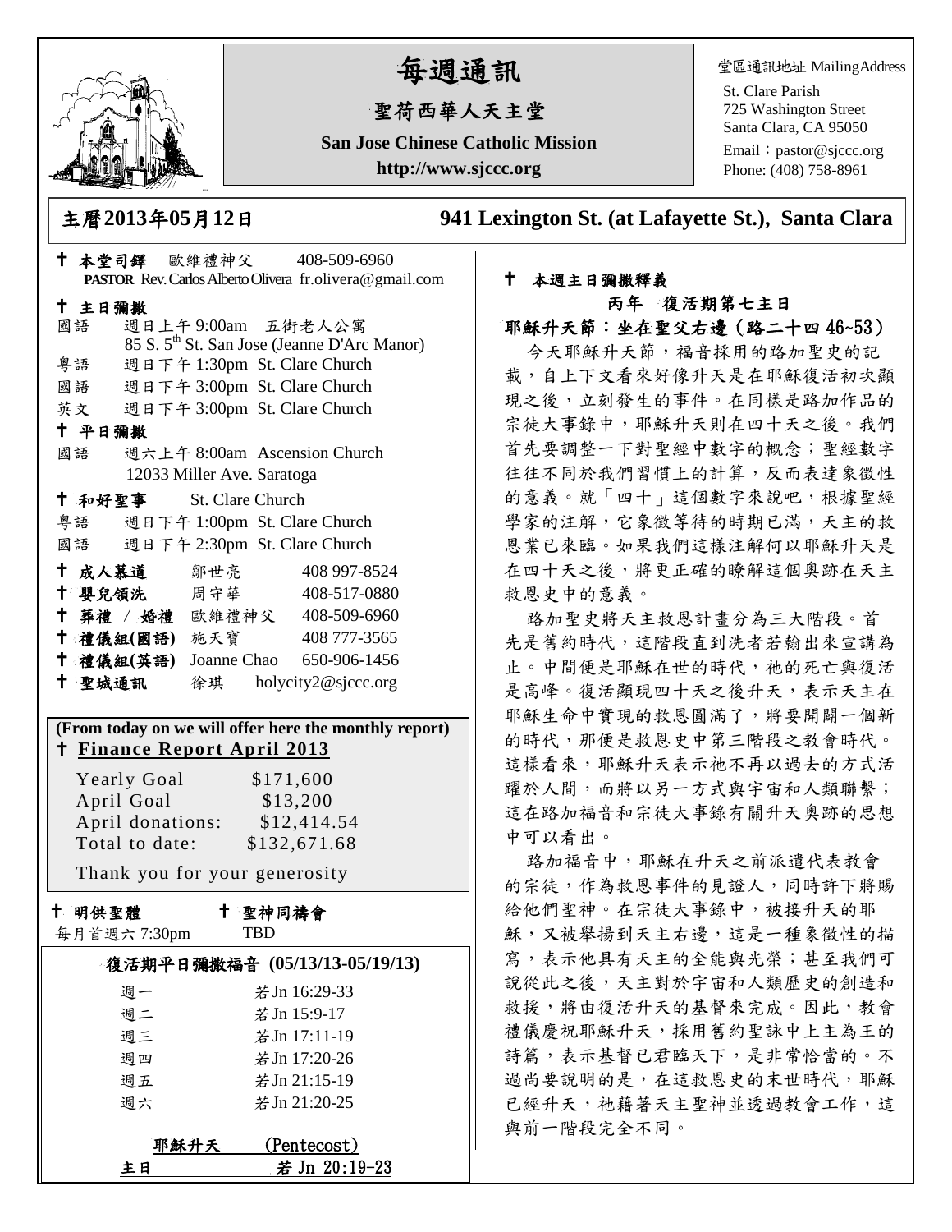# 每週通訊

## 聖荷西華人天主堂

**San Jose Chinese Catholic Mission**

**http://www.sjccc.org**

堂區通訊地址 MailingAddress

St. Clare Parish
725 Washington Street
Santa Clara, CA 95050
Email：pastor@sjccc.org
Phone: (408) 758-8961

**主曆2013年05月12日** **941 Lexington St. (at Lafayette St.), Santa Clara**

✝ **本堂司鐸** 歐維禮神父 408-509-6960
**PASTOR** Rev. Carlos Alberto Olivera fr.olivera@gmail.com

✝ **主日彌撒**

國語 週日上午 9:00am 五街老人公寓
85 S. 5th St. San Jose (Jeanne D'Arc Manor)
粵語 週日下午 1:30pm St. Clare Church
國語 週日下午 3:00pm St. Clare Church
英文 週日下午 3:00pm St. Clare Church

✝ **平日彌撒**

國語 週六上午 8:00am Ascension Church
12033 Miller Ave. Saratoga

✝ **和好聖事** St. Clare Church

粵語 週日下午 1:00pm St. Clare Church
國語 週日下午 2:30pm St. Clare Church

| | | |
|---|---|---|
| ✝ **成人慕道** | 鄒世亮 | 408 997-8524 |
| ✝ **嬰兒領洗** | 周守華 | 408-517-0880 |
| ✝ **葬禮 / 婚禮** | 歐維禮神父 | 408-509-6960 |
| ✝ **禮儀組(國語)** | 施天寶 | 408 777-3565 |
| ✝ **禮儀組(英語)** | Joanne Chao | 650-906-1456 |
| ✝ **聖城通訊** | 徐琪 | holycity2@sjccc.org |

**(From today on we will offer here the monthly report)**

✝ **Finance Report April 2013**

| | |
|---|---|
| Yearly Goal | $171,600 |
| April Goal | $13,200 |
| April donations: | $12,414.54 |
| Total to date: | $132,671.68 |

Thank you for your generosity

✝ **明供聖體** 每月首週六 7:30pm

✝ **聖神同禱會** TBD

**復活期平日彌撒福音 (05/13/13-05/19/13)**

| | |
|---|---|
| 週一 | 若 Jn 16:29-33 |
| 週二 | 若 Jn 15:9-17 |
| 週三 | 若 Jn 17:11-19 |
| 週四 | 若 Jn 17:20-26 |
| 週五 | 若 Jn 21:15-19 |
| 週六 | 若 Jn 21:20-25 |

**耶穌升天 (Pentecost)**
**主日 若 Jn 20:19-23**

✝ **本週主日彌撒釋義**

**丙年 復活期第七主日**

**耶穌升天節：坐在聖父右邊（路二十四 46~53）**

今天耶穌升天節，福音採用的路加聖史的記載，自上下文看來好像升天是在耶穌復活初次顯現之後，立刻發生的事件。在同樣是路加作品的宗徒大事錄中，耶穌升天則在四十天之後。我們首先要調整一下對聖經中數字的概念；聖經數字往往不同於我們習慣上的計算，反而表達象徵性的意義。就「四十」這個數字來說吧，根據聖經學家的注解，它象徵等待的時期已滿，天主的救恩業已來臨。如果我們這樣注解何以耶穌升天是在四十天之後，將更正確的瞭解這個奧跡在天主救恩史中的意義。

路加聖史將天主救恩計畫分為三大階段。首先是舊約時代，這階段直到洗者若翰出來宣講為止。中間便是耶穌在世的時代，祂的死亡與復活是高峰。復活顯現四十天之後升天，表示天主在耶穌生命中實現的救恩圓滿了，將要開闢一個新的時代，那便是救恩史中第三階段之教會時代。這樣看來，耶穌升天表示祂不再以過去的方式活躍於人間，而將以另一方式與宇宙和人類聯繫；這在路加福音和宗徒大事錄有關升天奧跡的思想中可以看出。

路加福音中，耶穌在升天之前派遣代表教會的宗徒，作為救恩事件的見證人，同時許下將賜給他們聖神。在宗徒大事錄中，被接升天的耶穌，又被舉揚到天主右邊，這是一種象徵性的描寫，表示他具有天主的全能與光榮；甚至我們可說從此之後，天主對於宇宙和人類歷史的創造和救援，將由復活升天的基督來完成。因此，教會禮儀慶祝耶穌升天，採用舊約聖詠中上主為王的詩篇，表示基督已君臨天下，是非常恰當的。不過尚要說明的是，在這救恩史的末世時代，耶穌已經升天，祂藉著天主聖神並透過教會工作，這與前一階段完全不同。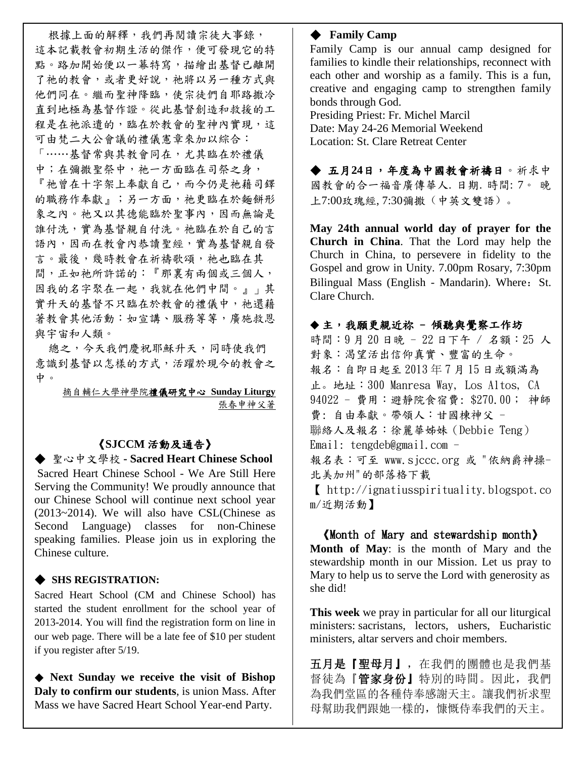根據上面的解釋，我們再閱讀宗徒大事錄，這本記載教會初期生活的傑作，便可發現它的特點。路加開始便以一幕特寫，描繪出基督已離開了祂的教會，或者更好說，祂將以另一種方式與他們同在。繼而聖神降臨，使宗徒們自耶路撒冷直到地極為基督作證。從此基督創造和救援的工程是在祂派遣的，臨在於教會的聖神內實現，這可由梵二大公會議的禮儀憲章來加以綜合：「……基督常與其教會同在，尤其臨在於禮儀中；在彌撒聖祭中，祂一方面臨在司祭之身，『祂曾在十字架上奉獻自己，而今仍是祂藉司鐸的職務作奉獻』；另一方面，祂更臨在於麵餅形象之內。祂又以其德能臨於聖事內，因而無論是誰付洗，實為基督親自付洗。祂臨在於自己的言語內，因而在教會內恭讀聖經，實為基督親自發言。最後，幾時教會在祈禱歌頌，祂也臨在其間，正如祂所許諾的：『那裏有兩個或三個人，因我的名字聚在一起，我就在他們中間。』」其實升天的基督不只臨在於教會的禮儀中，祂還藉著教會其他活動：如宣講、服務等等，廣施救恩與宇宙和人類。

總之，今天我們慶祝耶穌升天，同時使我們意識到基督以怎樣的方式，活躍於現今的教會之中。

摘自輔仁大學神學院**禮儀研究中心 Sunday Liturgy**
張春申神父著

## 《SJCCM 活動及通告》

◆ 聖心中文學校 - **Sacred Heart Chinese School**

Sacred Heart Chinese School - We Are Still Here Serving the Community! We proudly announce that our Chinese School will continue next school year (2013~2014). We will also have CSL(Chinese as Second Language) classes for non-Chinese speaking families. Please join us in exploring the Chinese culture.

◆ **SHS REGISTRATION:**

Sacred Heart School (CM and Chinese School) has started the student enrollment for the school year of 2013-2014. You will find the registration form on line in our web page. There will be a late fee of $10 per student if you register after 5/19.

◆ **Next Sunday we receive the visit of Bishop Daly to confirm our students**, is union Mass. After Mass we have Sacred Heart School Year-end Party.

◆ **Family Camp**

Family Camp is our annual camp designed for families to kindle their relationships, reconnect with each other and worship as a family. This is a fun, creative and engaging camp to strengthen family bonds through God.
Presiding Priest: Fr. Michel Marcil
Date: May 24-26 Memorial Weekend
Location: St. Clare Retreat Center

◆ **五月24日，年度為中國教會祈禱日**。祈求中國教會的合一福音廣傳華人. 日期. 時間: 7。 晚上7:00玫瑰經, 7:30彌撒（中英文雙語）。

**May 24th annual world day of prayer for the Church in China**. That the Lord may help the Church in China, to persevere in fidelity to the Gospel and grow in Unity. 7.00pm Rosary, 7:30pm Bilingual Mass (English - Mandarin). Where：St. Clare Church.

◆ **主，我願更親近祢 – 傾聽與覺察工作坊**

時間：9 月 20 日晚 – 22 日下午 / 名額：25 人
對象：渴望活出信仰真實、豐富的生命。
報名：自即日起至 2013 年 7 月 15 日或額滿為止。地址：300 Manresa Way, Los Altos, CA 94022 – 費用：避靜院食宿費: $270.00； 神師費: 自由奉獻。帶領人：甘國棟神父 –
聯絡人及報名：徐麗華姊妹（Debbie Teng）
Email: tengdeb@gmail.com –
報名表：可至 www.sjccc.org 或 "依納爵神操-北美加州"的部落格下載
【 http://ignatiusspirituality.blogspot.com/近期活動】

## 《Month of Mary and stewardship month》

**Month of May**: is the month of Mary and the stewardship month in our Mission. Let us pray to Mary to help us to serve the Lord with generosity as she did!

**This week** we pray in particular for all our liturgical ministers: sacristans, lectors, ushers, Eucharistic ministers, altar servers and choir members.

**五月是『聖母月』**，在我們的團體也是我們基督徒為『**管家身份**』特別的時間。因此，我們為我們堂區的各種侍奉感謝天主。讓我們祈求聖母幫助我們跟她一樣的，慷慨侍奉我們的天主。